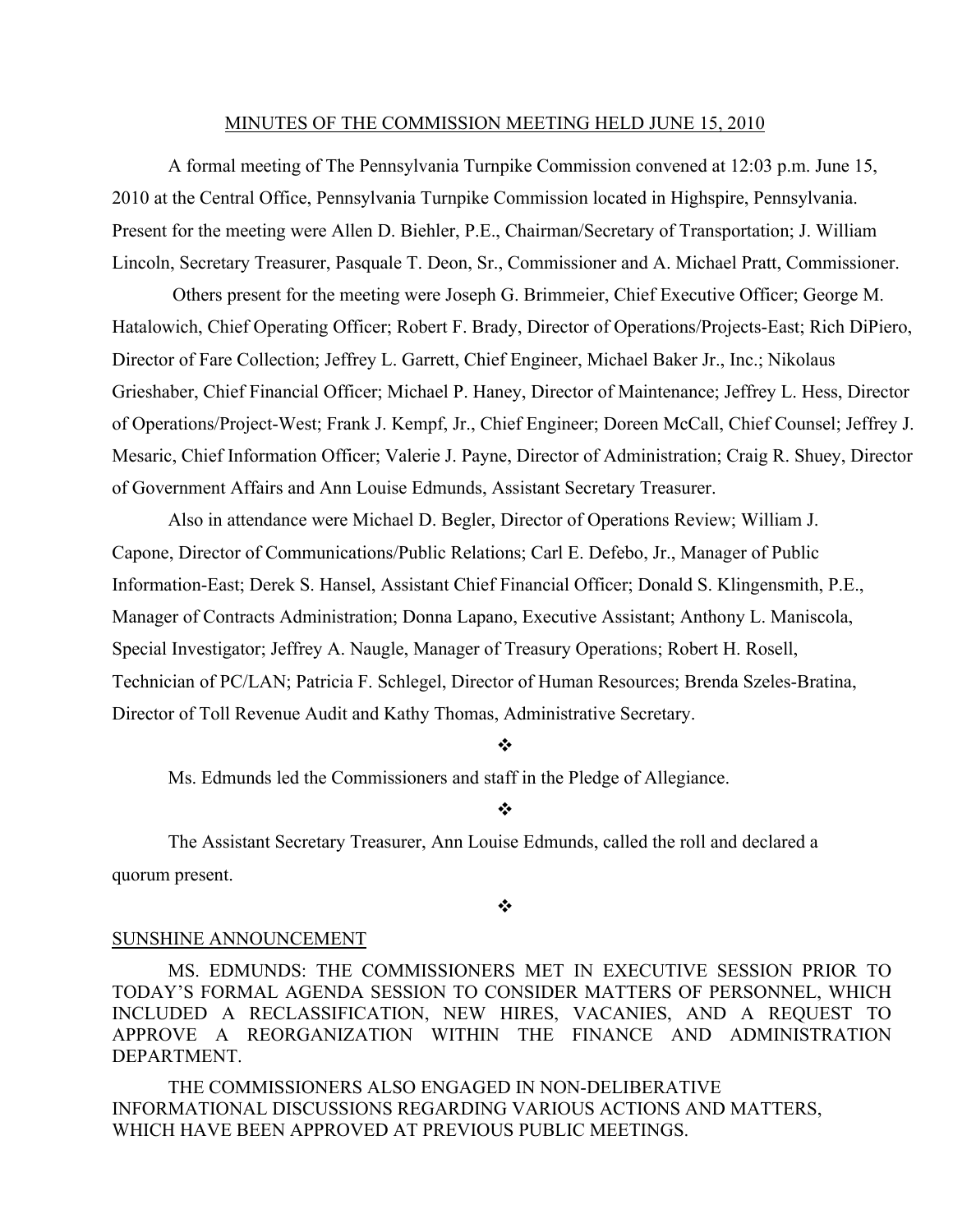# MINUTES OF THE COMMISSION MEETING HELD JUNE 15, 2010

A formal meeting of The Pennsylvania Turnpike Commission convened at 12:03 p.m. June 15, 2010 at the Central Office, Pennsylvania Turnpike Commission located in Highspire, Pennsylvania. Present for the meeting were Allen D. Biehler, P.E., Chairman/Secretary of Transportation; J. William Lincoln, Secretary Treasurer, Pasquale T. Deon, Sr., Commissioner and A. Michael Pratt, Commissioner.

Others present for the meeting were Joseph G. Brimmeier, Chief Executive Officer; George M. Hatalowich, Chief Operating Officer; Robert F. Brady, Director of Operations/Projects-East; Rich DiPiero, Director of Fare Collection; Jeffrey L. Garrett, Chief Engineer, Michael Baker Jr., Inc.; Nikolaus Grieshaber, Chief Financial Officer; Michael P. Haney, Director of Maintenance; Jeffrey L. Hess, Director of Operations/Project-West; Frank J. Kempf, Jr., Chief Engineer; Doreen McCall, Chief Counsel; Jeffrey J. Mesaric, Chief Information Officer; Valerie J. Payne, Director of Administration; Craig R. Shuey, Director of Government Affairs and Ann Louise Edmunds, Assistant Secretary Treasurer.

Also in attendance were Michael D. Begler, Director of Operations Review; William J. Capone, Director of Communications/Public Relations; Carl E. Defebo, Jr., Manager of Public Information-East; Derek S. Hansel, Assistant Chief Financial Officer; Donald S. Klingensmith, P.E., Manager of Contracts Administration; Donna Lapano, Executive Assistant; Anthony L. Maniscola, Special Investigator; Jeffrey A. Naugle, Manager of Treasury Operations; Robert H. Rosell, Technician of PC/LAN; Patricia F. Schlegel, Director of Human Resources; Brenda Szeles-Bratina, Director of Toll Revenue Audit and Kathy Thomas, Administrative Secretary.

❖

Ms. Edmunds led the Commissioners and staff in the Pledge of Allegiance.

❖

The Assistant Secretary Treasurer, Ann Louise Edmunds, called the roll and declared a quorum present.

❖

## SUNSHINE ANNOUNCEMENT

MS. EDMUNDS: THE COMMISSIONERS MET IN EXECUTIVE SESSION PRIOR TO TODAY'S FORMAL AGENDA SESSION TO CONSIDER MATTERS OF PERSONNEL, WHICH INCLUDED A RECLASSIFICATION, NEW HIRES, VACANIES, AND A REQUEST TO APPROVE A REORGANIZATION WITHIN THE FINANCE AND ADMINISTRATION DEPARTMENT.

THE COMMISSIONERS ALSO ENGAGED IN NON-DELIBERATIVE INFORMATIONAL DISCUSSIONS REGARDING VARIOUS ACTIONS AND MATTERS, WHICH HAVE BEEN APPROVED AT PREVIOUS PUBLIC MEETINGS.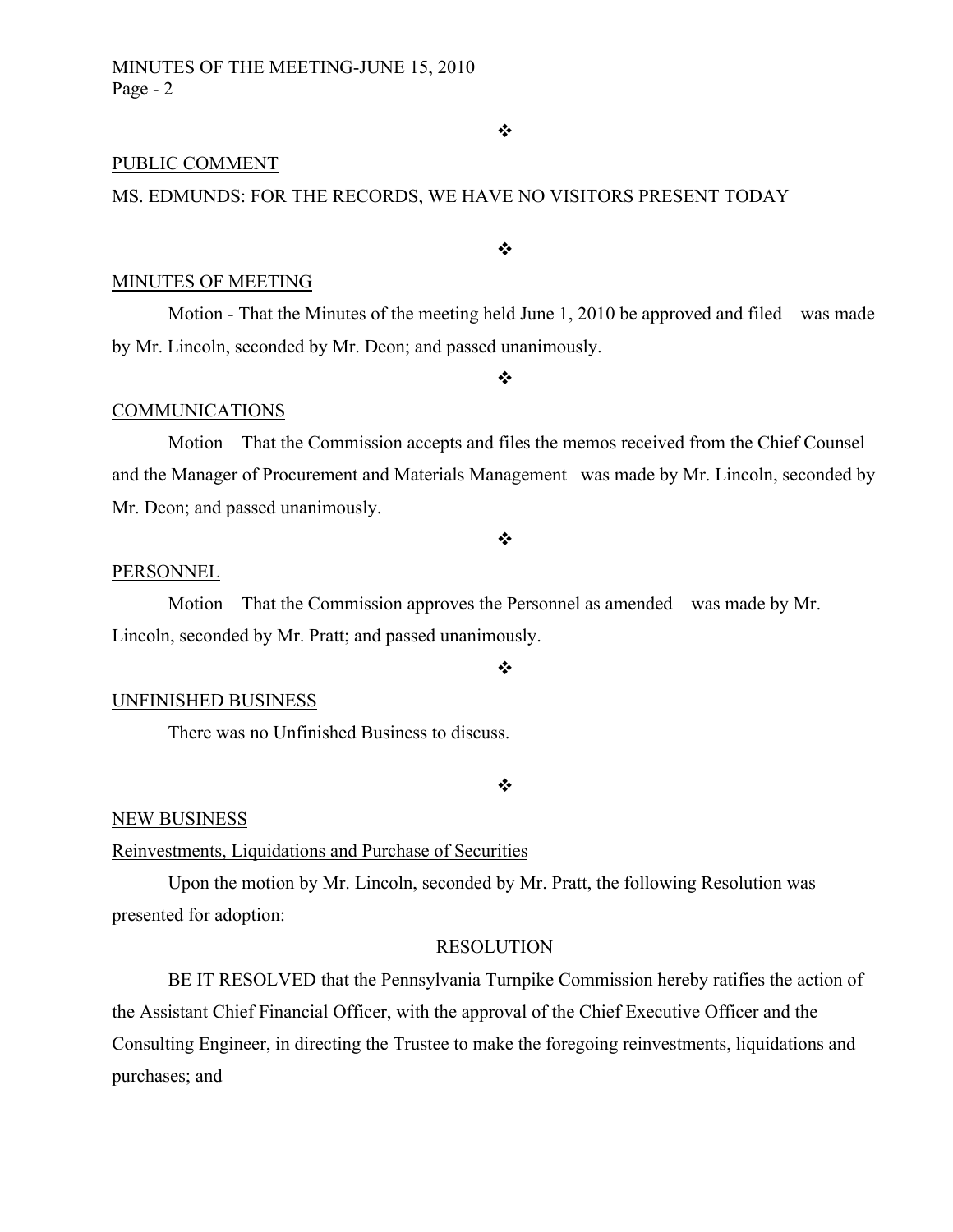❖

PUBLIC COMMENT

MS. EDMUNDS: FOR THE RECORDS, WE HAVE NO VISITORS PRESENT TODAY

❖

MINUTES OF MEETING

Motion - That the Minutes of the meeting held June 1, 2010 be approved and filed – was made by Mr. Lincoln, seconded by Mr. Deon; and passed unanimously.

❖

COMMUNICATIONS

Motion – That the Commission accepts and files the memos received from the Chief Counsel and the Manager of Procurement and Materials Management– was made by Mr. Lincoln, seconded by Mr. Deon; and passed unanimously.

❖

PERSONNEL

Motion – That the Commission approves the Personnel as amended – was made by Mr. Lincoln, seconded by Mr. Pratt; and passed unanimously.

❖

UNFINISHED BUSINESS

There was no Unfinished Business to discuss.

❖

NEW BUSINESS

Reinvestments, Liquidations and Purchase of Securities

Upon the motion by Mr. Lincoln, seconded by Mr. Pratt, the following Resolution was presented for adoption:

RESOLUTION

BE IT RESOLVED that the Pennsylvania Turnpike Commission hereby ratifies the action of the Assistant Chief Financial Officer, with the approval of the Chief Executive Officer and the Consulting Engineer, in directing the Trustee to make the foregoing reinvestments, liquidations and purchases; and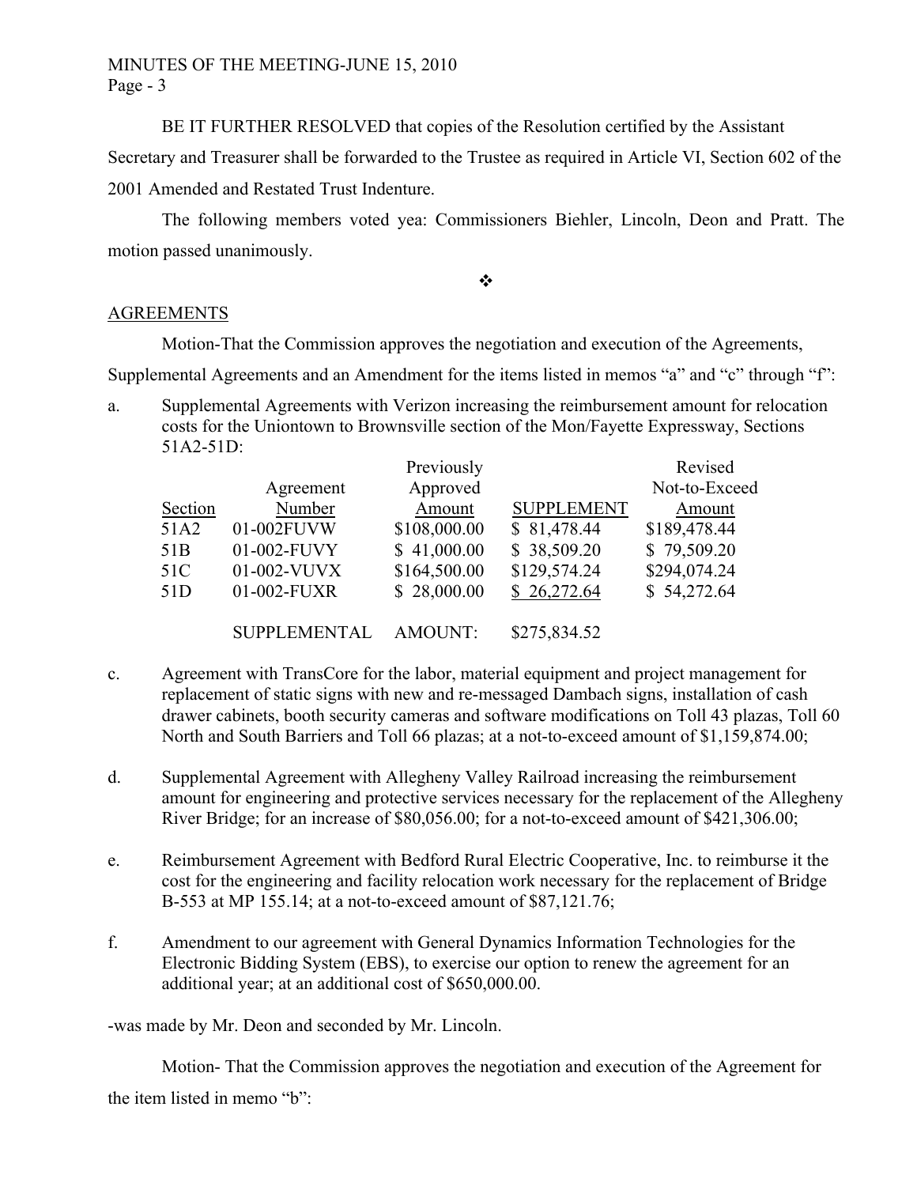BE IT FURTHER RESOLVED that copies of the Resolution certified by the Assistant Secretary and Treasurer shall be forwarded to the Trustee as required in Article VI, Section 602 of the 2001 Amended and Restated Trust Indenture.

The following members voted yea: Commissioners Biehler, Lincoln, Deon and Pratt. The motion passed unanimously.

❖

## AGREEMENTS

Motion-That the Commission approves the negotiation and execution of the Agreements, Supplemental Agreements and an Amendment for the items listed in memos "a" and "c" through "f":

a. Supplemental Agreements with Verizon increasing the reimbursement amount for relocation costs for the Uniontown to Brownsville section of the Mon/Fayette Expressway, Sections 51A2-51D:

| Section | Agreement Number | Previously Approved Amount | SUPPLEMENT | Revised Not-to-Exceed Amount |
|---|---|---|---|---|
| 51A2 | 01-002FUVW | $108,000.00 | $ 81,478.44 | $189,478.44 |
| 51B | 01-002-FUVY | $ 41,000.00 | $ 38,509.20 | $ 79,509.20 |
| 51C | 01-002-VUVX | $164,500.00 | $129,574.24 | $294,074.24 |
| 51D | 01-002-FUXR | $ 28,000.00 | $ 26,272.64 | $ 54,272.64 |
| | SUPPLEMENTAL | AMOUNT: | $275,834.52 | |

c. Agreement with TransCore for the labor, material equipment and project management for replacement of static signs with new and re-messaged Dambach signs, installation of cash drawer cabinets, booth security cameras and software modifications on Toll 43 plazas, Toll 60 North and South Barriers and Toll 66 plazas; at a not-to-exceed amount of $1,159,874.00;

d. Supplemental Agreement with Allegheny Valley Railroad increasing the reimbursement amount for engineering and protective services necessary for the replacement of the Allegheny River Bridge; for an increase of $80,056.00; for a not-to-exceed amount of $421,306.00;

e. Reimbursement Agreement with Bedford Rural Electric Cooperative, Inc. to reimburse it the cost for the engineering and facility relocation work necessary for the replacement of Bridge B-553 at MP 155.14; at a not-to-exceed amount of $87,121.76;

f. Amendment to our agreement with General Dynamics Information Technologies for the Electronic Bidding System (EBS), to exercise our option to renew the agreement for an additional year; at an additional cost of $650,000.00.

-was made by Mr. Deon and seconded by Mr. Lincoln.

Motion- That the Commission approves the negotiation and execution of the Agreement for the item listed in memo "b":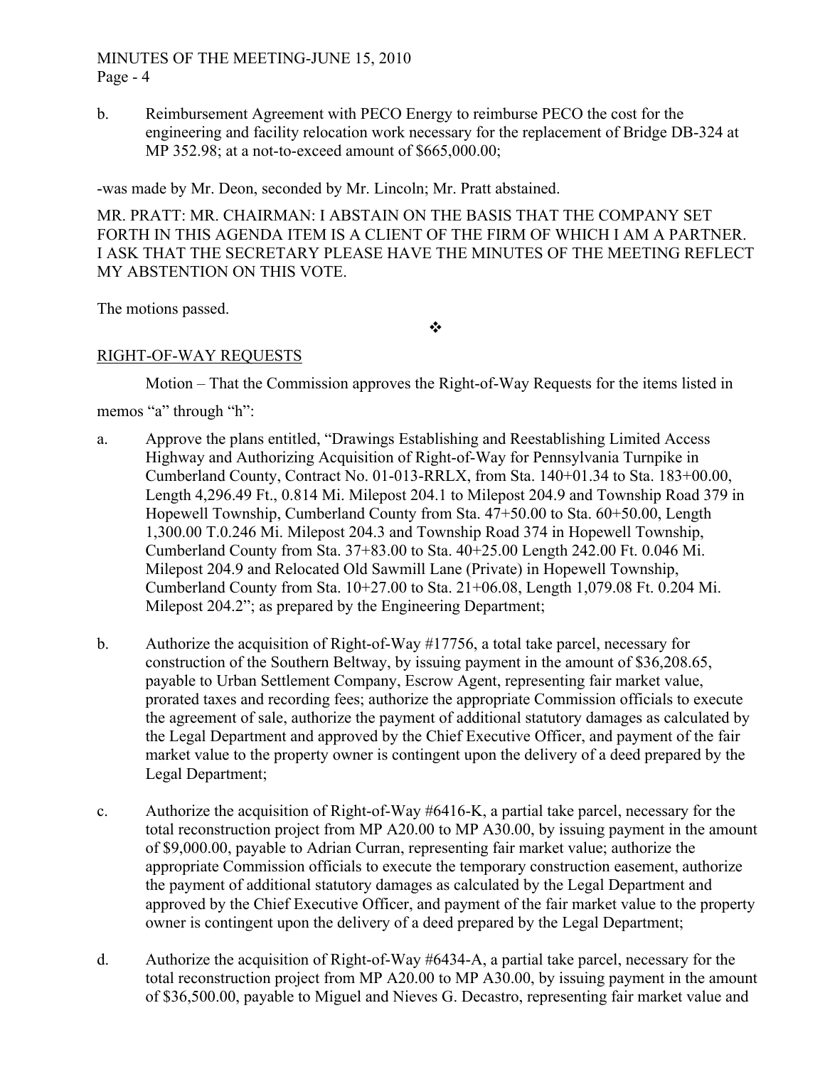b. Reimbursement Agreement with PECO Energy to reimburse PECO the cost for the engineering and facility relocation work necessary for the replacement of Bridge DB-324 at MP 352.98; at a not-to-exceed amount of $665,000.00;

-was made by Mr. Deon, seconded by Mr. Lincoln; Mr. Pratt abstained.

MR. PRATT: MR. CHAIRMAN: I ABSTAIN ON THE BASIS THAT THE COMPANY SET FORTH IN THIS AGENDA ITEM IS A CLIENT OF THE FIRM OF WHICH I AM A PARTNER. I ASK THAT THE SECRETARY PLEASE HAVE THE MINUTES OF THE MEETING REFLECT MY ABSTENTION ON THIS VOTE.

The motions passed.

❖

## RIGHT-OF-WAY REQUESTS

Motion – That the Commission approves the Right-of-Way Requests for the items listed in memos "a" through "h":

a. Approve the plans entitled, "Drawings Establishing and Reestablishing Limited Access Highway and Authorizing Acquisition of Right-of-Way for Pennsylvania Turnpike in Cumberland County, Contract No. 01-013-RRLX, from Sta. 140+01.34 to Sta. 183+00.00, Length 4,296.49 Ft., 0.814 Mi. Milepost 204.1 to Milepost 204.9 and Township Road 379 in Hopewell Township, Cumberland County from Sta. 47+50.00 to Sta. 60+50.00, Length 1,300.00 T.0.246 Mi. Milepost 204.3 and Township Road 374 in Hopewell Township, Cumberland County from Sta. 37+83.00 to Sta. 40+25.00 Length 242.00 Ft. 0.046 Mi. Milepost 204.9 and Relocated Old Sawmill Lane (Private) in Hopewell Township, Cumberland County from Sta. 10+27.00 to Sta. 21+06.08, Length 1,079.08 Ft. 0.204 Mi. Milepost 204.2"; as prepared by the Engineering Department;

b. Authorize the acquisition of Right-of-Way #17756, a total take parcel, necessary for construction of the Southern Beltway, by issuing payment in the amount of $36,208.65, payable to Urban Settlement Company, Escrow Agent, representing fair market value, prorated taxes and recording fees; authorize the appropriate Commission officials to execute the agreement of sale, authorize the payment of additional statutory damages as calculated by the Legal Department and approved by the Chief Executive Officer, and payment of the fair market value to the property owner is contingent upon the delivery of a deed prepared by the Legal Department;

c. Authorize the acquisition of Right-of-Way #6416-K, a partial take parcel, necessary for the total reconstruction project from MP A20.00 to MP A30.00, by issuing payment in the amount of $9,000.00, payable to Adrian Curran, representing fair market value; authorize the appropriate Commission officials to execute the temporary construction easement, authorize the payment of additional statutory damages as calculated by the Legal Department and approved by the Chief Executive Officer, and payment of the fair market value to the property owner is contingent upon the delivery of a deed prepared by the Legal Department;

d. Authorize the acquisition of Right-of-Way #6434-A, a partial take parcel, necessary for the total reconstruction project from MP A20.00 to MP A30.00, by issuing payment in the amount of $36,500.00, payable to Miguel and Nieves G. Decastro, representing fair market value and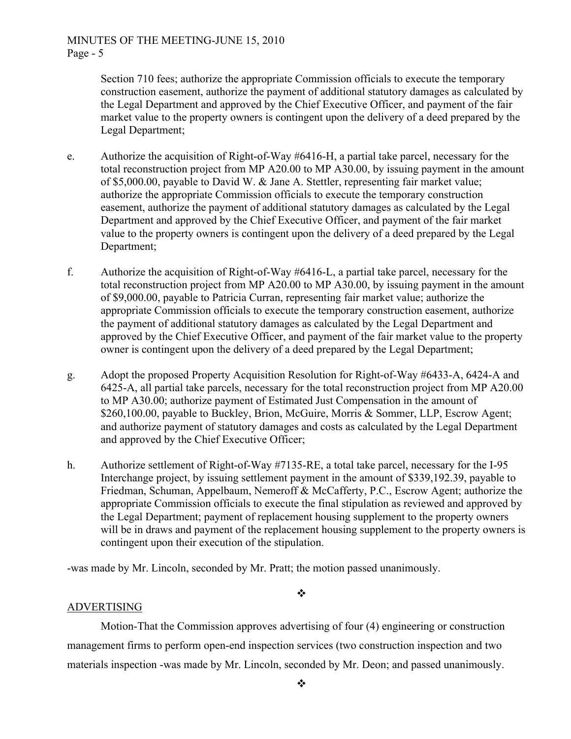Section 710 fees; authorize the appropriate Commission officials to execute the temporary construction easement, authorize the payment of additional statutory damages as calculated by the Legal Department and approved by the Chief Executive Officer, and payment of the fair market value to the property owners is contingent upon the delivery of a deed prepared by the Legal Department;

e. Authorize the acquisition of Right-of-Way #6416-H, a partial take parcel, necessary for the total reconstruction project from MP A20.00 to MP A30.00, by issuing payment in the amount of $5,000.00, payable to David W. & Jane A. Stettler, representing fair market value; authorize the appropriate Commission officials to execute the temporary construction easement, authorize the payment of additional statutory damages as calculated by the Legal Department and approved by the Chief Executive Officer, and payment of the fair market value to the property owners is contingent upon the delivery of a deed prepared by the Legal Department;

f. Authorize the acquisition of Right-of-Way #6416-L, a partial take parcel, necessary for the total reconstruction project from MP A20.00 to MP A30.00, by issuing payment in the amount of $9,000.00, payable to Patricia Curran, representing fair market value; authorize the appropriate Commission officials to execute the temporary construction easement, authorize the payment of additional statutory damages as calculated by the Legal Department and approved by the Chief Executive Officer, and payment of the fair market value to the property owner is contingent upon the delivery of a deed prepared by the Legal Department;

g. Adopt the proposed Property Acquisition Resolution for Right-of-Way #6433-A, 6424-A and 6425-A, all partial take parcels, necessary for the total reconstruction project from MP A20.00 to MP A30.00; authorize payment of Estimated Just Compensation in the amount of $260,100.00, payable to Buckley, Brion, McGuire, Morris & Sommer, LLP, Escrow Agent; and authorize payment of statutory damages and costs as calculated by the Legal Department and approved by the Chief Executive Officer;

h. Authorize settlement of Right-of-Way #7135-RE, a total take parcel, necessary for the I-95 Interchange project, by issuing settlement payment in the amount of $339,192.39, payable to Friedman, Schuman, Appelbaum, Nemeroff & McCafferty, P.C., Escrow Agent; authorize the appropriate Commission officials to execute the final stipulation as reviewed and approved by the Legal Department; payment of replacement housing supplement to the property owners will be in draws and payment of the replacement housing supplement to the property owners is contingent upon their execution of the stipulation.

-was made by Mr. Lincoln, seconded by Mr. Pratt; the motion passed unanimously.

❖

ADVERTISING

Motion-That the Commission approves advertising of four (4) engineering or construction management firms to perform open-end inspection services (two construction inspection and two materials inspection -was made by Mr. Lincoln, seconded by Mr. Deon; and passed unanimously.

❖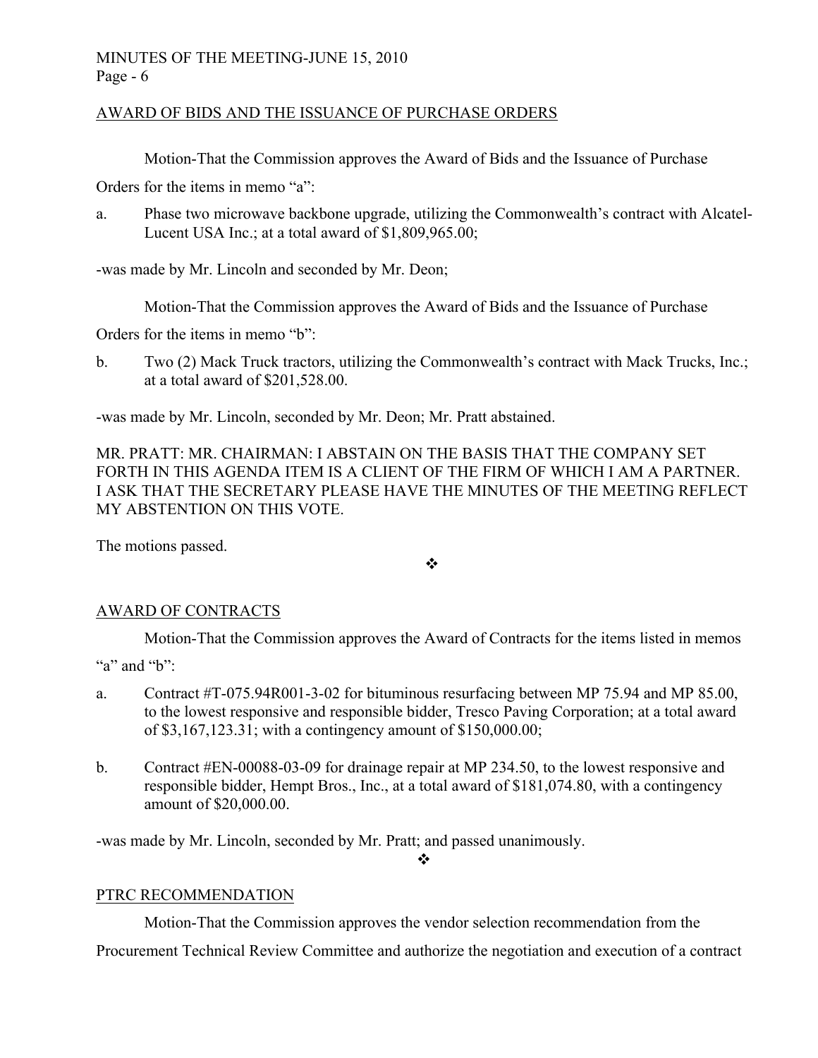## AWARD OF BIDS AND THE ISSUANCE OF PURCHASE ORDERS

Motion-That the Commission approves the Award of Bids and the Issuance of Purchase Orders for the items in memo "a":

a. Phase two microwave backbone upgrade, utilizing the Commonwealth's contract with Alcatel-Lucent USA Inc.; at a total award of $1,809,965.00;

-was made by Mr. Lincoln and seconded by Mr. Deon;

Motion-That the Commission approves the Award of Bids and the Issuance of Purchase Orders for the items in memo "b":

b. Two (2) Mack Truck tractors, utilizing the Commonwealth's contract with Mack Trucks, Inc.; at a total award of $201,528.00.

-was made by Mr. Lincoln, seconded by Mr. Deon; Mr. Pratt abstained.

MR. PRATT: MR. CHAIRMAN: I ABSTAIN ON THE BASIS THAT THE COMPANY SET FORTH IN THIS AGENDA ITEM IS A CLIENT OF THE FIRM OF WHICH I AM A PARTNER. I ASK THAT THE SECRETARY PLEASE HAVE THE MINUTES OF THE MEETING REFLECT MY ABSTENTION ON THIS VOTE.

The motions passed.

❖

## AWARD OF CONTRACTS

Motion-That the Commission approves the Award of Contracts for the items listed in memos "a" and "b":

a. Contract #T-075.94R001-3-02 for bituminous resurfacing between MP 75.94 and MP 85.00, to the lowest responsive and responsible bidder, Tresco Paving Corporation; at a total award of $3,167,123.31; with a contingency amount of $150,000.00;

b. Contract #EN-00088-03-09 for drainage repair at MP 234.50, to the lowest responsive and responsible bidder, Hempt Bros., Inc., at a total award of $181,074.80, with a contingency amount of $20,000.00.

-was made by Mr. Lincoln, seconded by Mr. Pratt; and passed unanimously.

❖

## PTRC RECOMMENDATION

Motion-That the Commission approves the vendor selection recommendation from the Procurement Technical Review Committee and authorize the negotiation and execution of a contract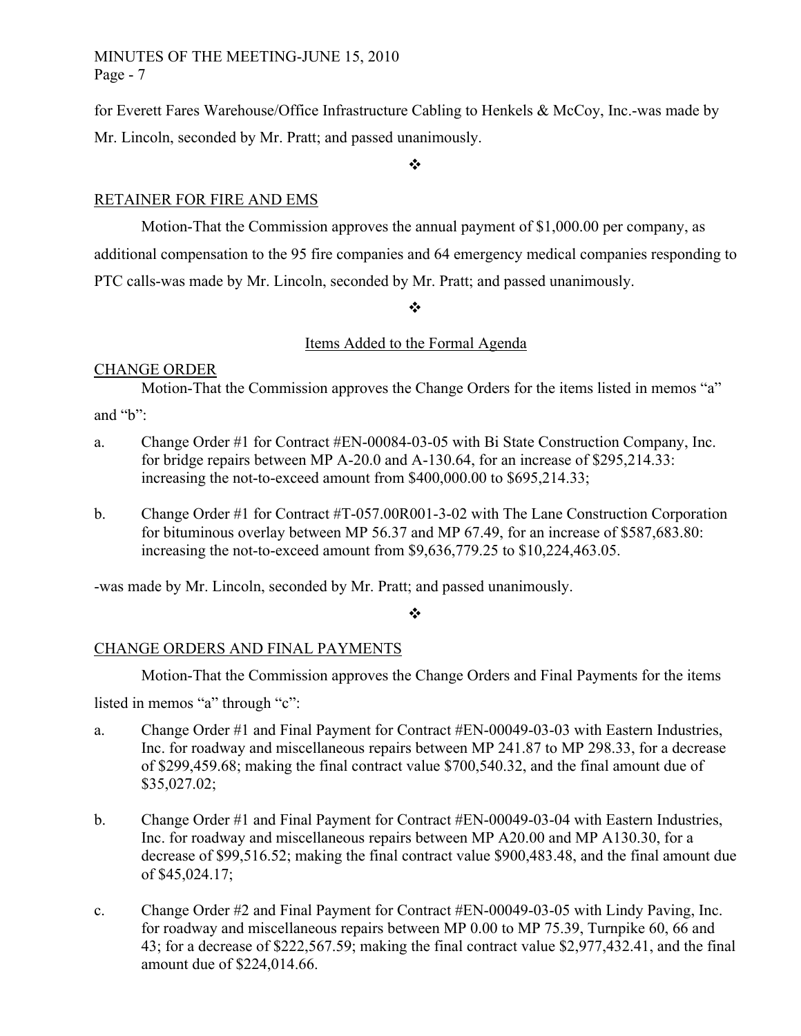for Everett Fares Warehouse/Office Infrastructure Cabling to Henkels & McCoy, Inc.-was made by Mr. Lincoln, seconded by Mr. Pratt; and passed unanimously.

❖

RETAINER FOR FIRE AND EMS

Motion-That the Commission approves the annual payment of $1,000.00 per company, as additional compensation to the 95 fire companies and 64 emergency medical companies responding to PTC calls-was made by Mr. Lincoln, seconded by Mr. Pratt; and passed unanimously.

❖

Items Added to the Formal Agenda

CHANGE ORDER

Motion-That the Commission approves the Change Orders for the items listed in memos "a" and "b":

a. Change Order #1 for Contract #EN-00084-03-05 with Bi State Construction Company, Inc. for bridge repairs between MP A-20.0 and A-130.64, for an increase of $295,214.33: increasing the not-to-exceed amount from $400,000.00 to $695,214.33;

b. Change Order #1 for Contract #T-057.00R001-3-02 with The Lane Construction Corporation for bituminous overlay between MP 56.37 and MP 67.49, for an increase of $587,683.80: increasing the not-to-exceed amount from $9,636,779.25 to $10,224,463.05.

-was made by Mr. Lincoln, seconded by Mr. Pratt; and passed unanimously.

❖

CHANGE ORDERS AND FINAL PAYMENTS

Motion-That the Commission approves the Change Orders and Final Payments for the items listed in memos "a" through "c":

a. Change Order #1 and Final Payment for Contract #EN-00049-03-03 with Eastern Industries, Inc. for roadway and miscellaneous repairs between MP 241.87 to MP 298.33, for a decrease of $299,459.68; making the final contract value $700,540.32, and the final amount due of $35,027.02;

b. Change Order #1 and Final Payment for Contract #EN-00049-03-04 with Eastern Industries, Inc. for roadway and miscellaneous repairs between MP A20.00 and MP A130.30, for a decrease of $99,516.52; making the final contract value $900,483.48, and the final amount due of $45,024.17;

c. Change Order #2 and Final Payment for Contract #EN-00049-03-05 with Lindy Paving, Inc. for roadway and miscellaneous repairs between MP 0.00 to MP 75.39, Turnpike 60, 66 and 43; for a decrease of $222,567.59; making the final contract value $2,977,432.41, and the final amount due of $224,014.66.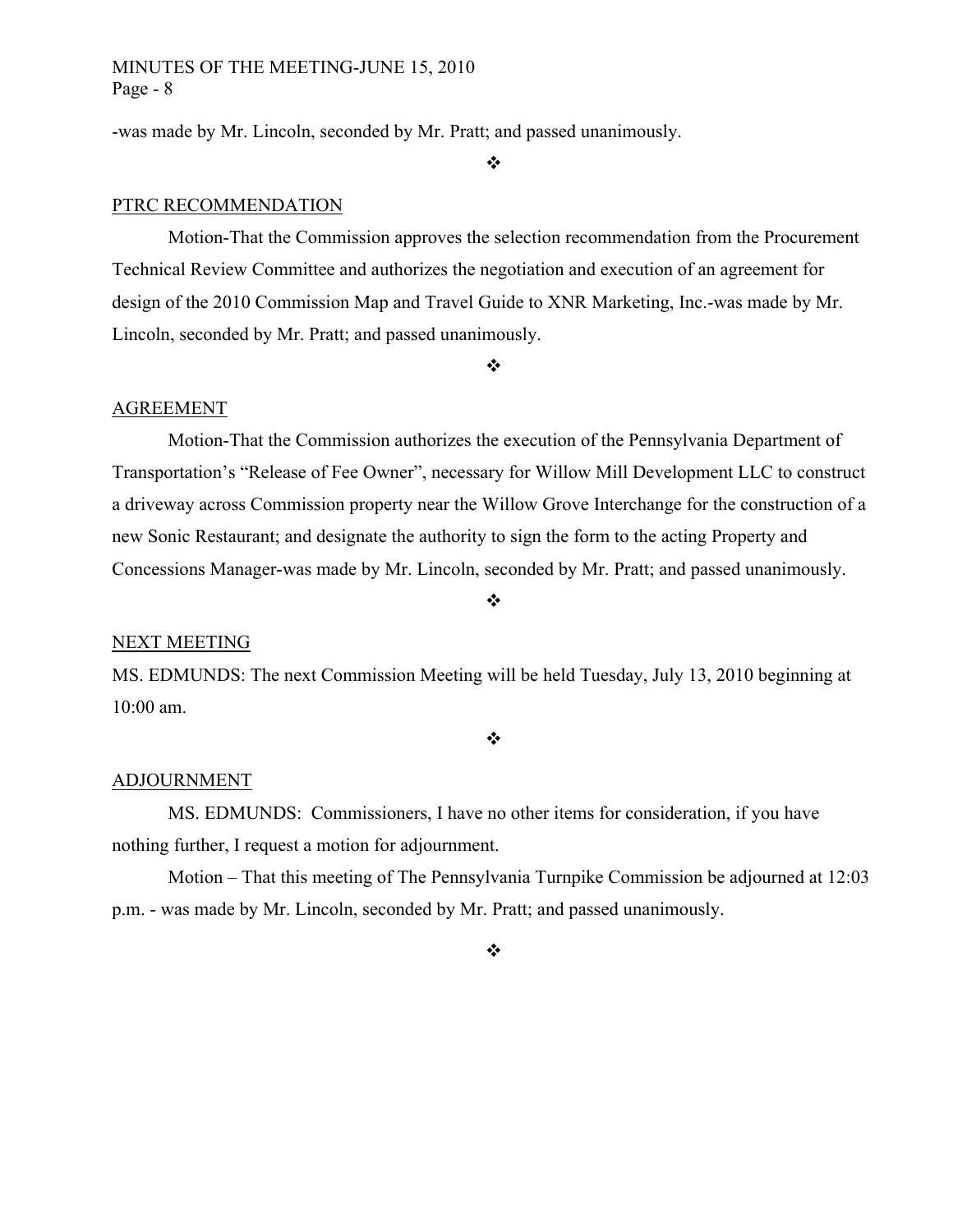-was made by Mr. Lincoln, seconded by Mr. Pratt; and passed unanimously.

❖

PTRC RECOMMENDATION

Motion-That the Commission approves the selection recommendation from the Procurement Technical Review Committee and authorizes the negotiation and execution of an agreement for design of the 2010 Commission Map and Travel Guide to XNR Marketing, Inc.-was made by Mr. Lincoln, seconded by Mr. Pratt; and passed unanimously.

❖

AGREEMENT

Motion-That the Commission authorizes the execution of the Pennsylvania Department of Transportation's "Release of Fee Owner", necessary for Willow Mill Development LLC to construct a driveway across Commission property near the Willow Grove Interchange for the construction of a new Sonic Restaurant; and designate the authority to sign the form to the acting Property and Concessions Manager-was made by Mr. Lincoln, seconded by Mr. Pratt; and passed unanimously.

❖

NEXT MEETING

MS. EDMUNDS: The next Commission Meeting will be held Tuesday, July 13, 2010 beginning at 10:00 am.

❖

ADJOURNMENT

MS. EDMUNDS: Commissioners, I have no other items for consideration, if you have nothing further, I request a motion for adjournment.

Motion – That this meeting of The Pennsylvania Turnpike Commission be adjourned at 12:03 p.m. - was made by Mr. Lincoln, seconded by Mr. Pratt; and passed unanimously.

❖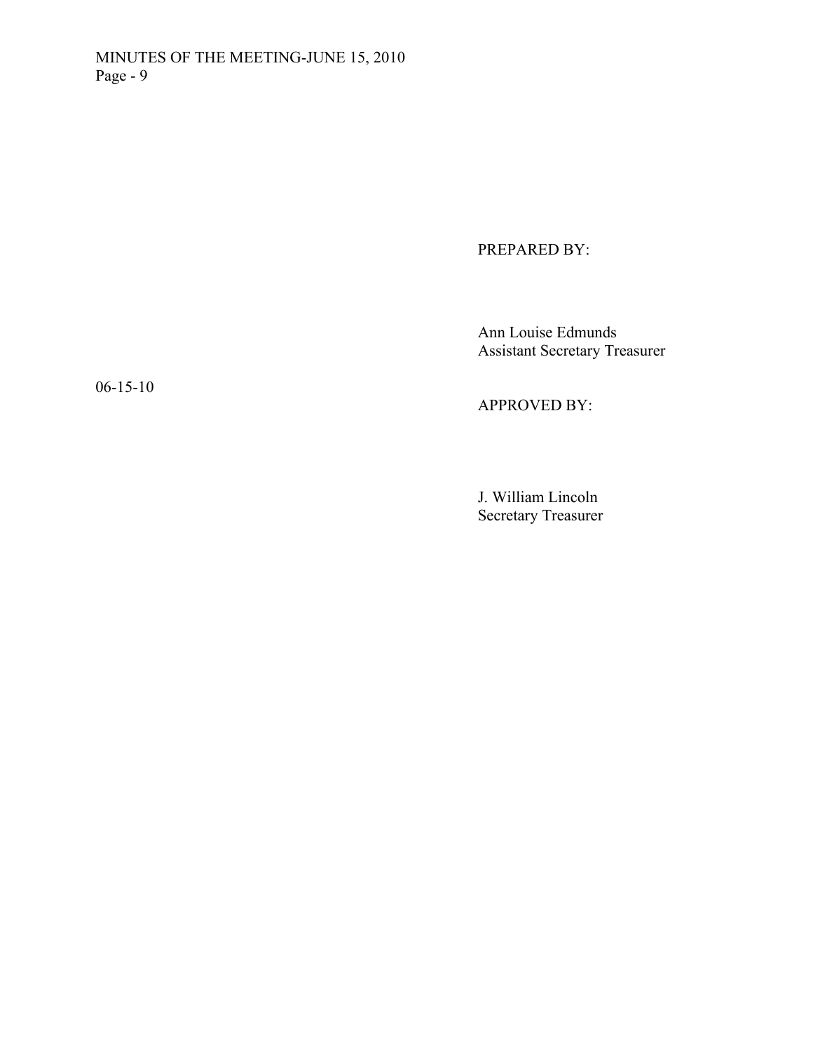PREPARED BY:

Ann Louise Edmunds
Assistant Secretary Treasurer

06-15-10

APPROVED BY:

J. William Lincoln
Secretary Treasurer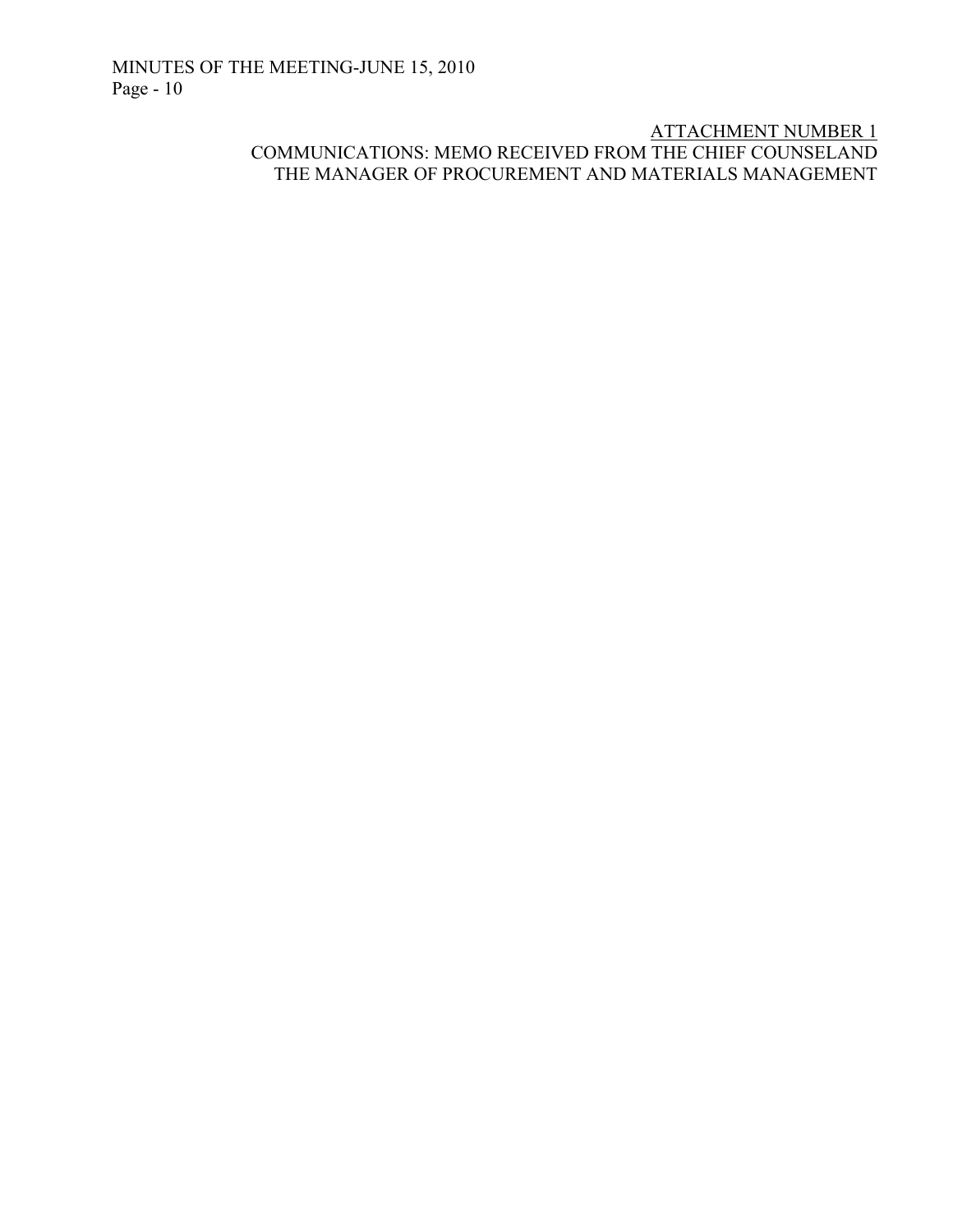ATTACHMENT NUMBER 1

COMMUNICATIONS: MEMO RECEIVED FROM THE CHIEF COUNSELAND THE MANAGER OF PROCUREMENT AND MATERIALS MANAGEMENT